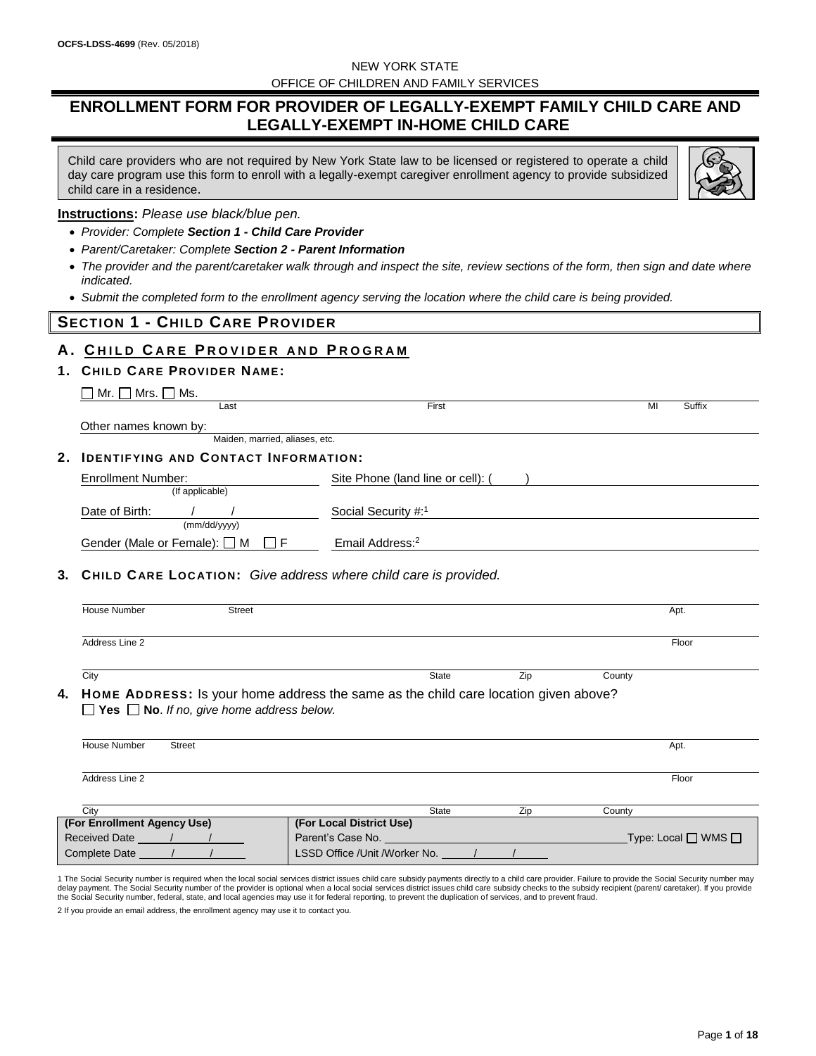OCFS-LDSS-4699 (Rev. 05/2018)

NEW YORK STATE

OFFICE OF CHILDREN AND FAMILY SERVICES

# ENROLLMENT FORM FOR PROVIDER OF LEGALLY-EXEMPT FAMILY CHILD CARE AND LEGALLY-EXEMPT IN-HOME CHILD CARE

Child care providers who are not required by New York State law to be licensed or registered to operate a child day care program use this form to enroll with a legally-exempt caregiver enrollment agency to provide subsidized child care in a residence.

**Instructions:** *Please use black/blue pen.*

- *Provider: Complete **Section 1 - Child Care Provider***
- *Parent/Caretaker: Complete **Section 2 - Parent Information***
- *The provider and the parent/caretaker walk through and inspect the site, review sections of the form, then sign and date where indicated.*
- *Submit the completed form to the enrollment agency serving the location where the child care is being provided.*

## SECTION 1 - CHILD CARE PROVIDER

### A. CHILD CARE PROVIDER AND PROGRAM

**1. CHILD CARE PROVIDER NAME:**

☐ Mr. ☐ Mrs. ☐ Ms.

Last | First | MI | Suffix

Other names known by: ______________________
Maiden, married, aliases, etc.

**2. IDENTIFYING AND CONTACT INFORMATION:**

Enrollment Number: ______________ (If applicable)

Site Phone (land line or cell): (     ) ______________

Date of Birth: ___/___/_____ (mm/dd/yyyy)

Social Security #:[1] ______________

Gender (Male or Female): ☐ M ☐ F

Email Address:[2] ______________

**3. CHILD CARE LOCATION:** *Give address where child care is provided.*

House Number | Street | Apt.

Address Line 2 | Floor

City | State | Zip | County

**4. HOME ADDRESS:** Is your home address the same as the child care location given above?
☐ **Yes** ☐ **No**. *If no, give home address below.*

House Number | Street | Apt.

Address Line 2 | Floor

City | State | Zip | County

| (For Enrollment Agency Use) | (For Local District Use) |
|---|---|
| Received Date ___/___/___ | Parent's Case No. ______________ Type: Local ☐ WMS ☐ |
| Complete Date ___/___/___ | LSSD Office /Unit /Worker No. ___/___/___ |

1 The Social Security number is required when the local social services district issues child care subsidy payments directly to a child care provider. Failure to provide the Social Security number may delay payment. The Social Security number of the provider is optional when a local social services district issues child care subsidy checks to the subsidy recipient (parent/ caretaker). If you provide the Social Security number, federal, state, and local agencies may use it for federal reporting, to prevent the duplication of services, and to prevent fraud.

2 If you provide an email address, the enrollment agency may use it to contact you.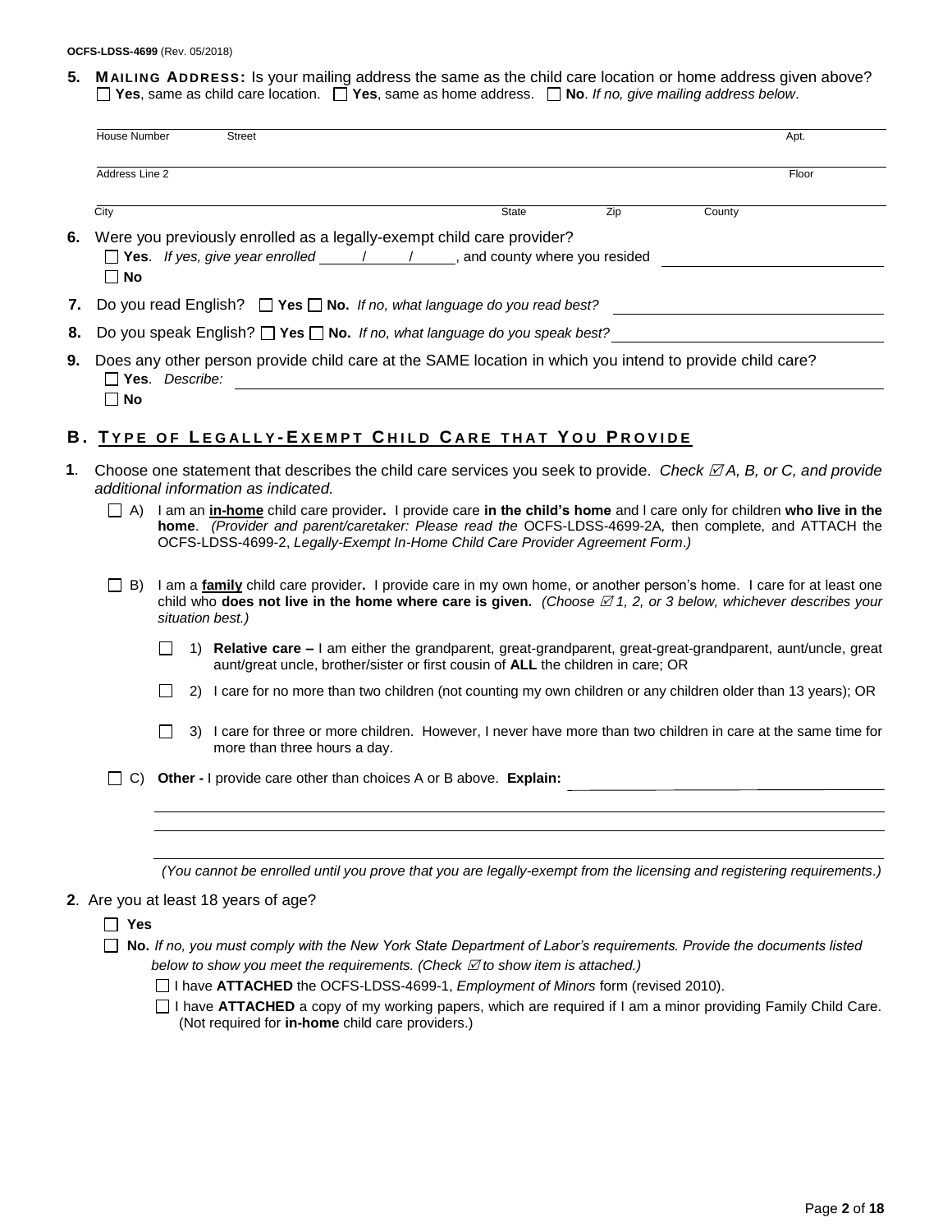**5. MAILING ADDRESS:** Is your mailing address the same as the child care location or home address given above?
☐ **Yes**, same as child care location. ☐ **Yes**, same as home address. ☐ **No**. *If no, give mailing address below*.

House Number ______ Street ______________________________ Apt. ______

Address Line 2 ______________________________ Floor ______

City ______________________ State ______ Zip ______ County ______________

**6.** Were you previously enrolled as a legally-exempt child care provider?
☐ **Yes**. *If yes, give year enrolled* _____/_____/_____, and county where you resided ______________
☐ **No**

**7.** Do you read English? ☐ **Yes** ☐ **No.** *If no, what language do you read best?* ______________

**8.** Do you speak English? ☐ **Yes** ☐ **No.** *If no, what language do you speak best?* ______________

**9.** Does any other person provide child care at the SAME location in which you intend to provide child care?
☐ **Yes**. *Describe:* ______________________________
☐ **No**

## B. TYPE OF LEGALLY-EXEMPT CHILD CARE THAT YOU PROVIDE

**1**. Choose one statement that describes the child care services you seek to provide. *Check ☑ A, B, or C, and provide additional information as indicated.*

☐ A) I am an **in-home** child care provider**.** I provide care **in the child's home** and I care only for children **who live in the home**. *(Provider and parent/caretaker: Please read the* OCFS-LDSS-4699-2A*, then complete, and ATTACH the* OCFS-LDSS-4699-2, *Legally-Exempt In-Home Child Care Provider Agreement Form.)*

☐ B) I am a **family** child care provider**.** I provide care in my own home, or another person's home. I care for at least one child who **does not live in the home where care is given.** *(Choose ☑ 1, 2, or 3 below, whichever describes your situation best.)*

☐ 1) **Relative care –** I am either the grandparent, great-grandparent, great-great-grandparent, aunt/uncle, great aunt/great uncle, brother/sister or first cousin of **ALL** the children in care; OR

☐ 2) I care for no more than two children (not counting my own children or any children older than 13 years); OR

☐ 3) I care for three or more children. However, I never have more than two children in care at the same time for more than three hours a day.

☐ C) **Other -** I provide care other than choices A or B above. **Explain:** ______________________________

*(You cannot be enrolled until you prove that you are legally-exempt from the licensing and registering requirements.)*

**2**. Are you at least 18 years of age?

☐ **Yes**

☐ **No.** *If no, you must comply with the New York State Department of Labor's requirements. Provide the documents listed below to show you meet the requirements. (Check ☑ to show item is attached.)*

☐ I have **ATTACHED** the OCFS-LDSS-4699-1, *Employment of Minors* form (revised 2010).

☐ I have **ATTACHED** a copy of my working papers, which are required if I am a minor providing Family Child Care. (Not required for **in-home** child care providers.)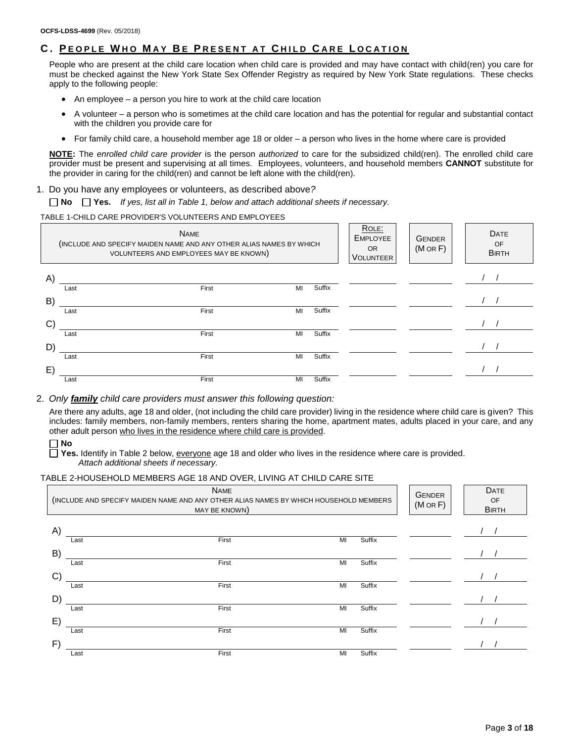OCFS-LDSS-4699 (Rev. 05/2018)

## C. People Who May Be Present at Child Care Location

People who are present at the child care location when child care is provided and may have contact with child(ren) you care for must be checked against the New York State Sex Offender Registry as required by New York State regulations. These checks apply to the following people:

- An employee – a person you hire to work at the child care location
- A volunteer – a person who is sometimes at the child care location and has the potential for regular and substantial contact with the children you provide care for
- For family child care, a household member age 18 or older – a person who lives in the home where care is provided

**NOTE:** The *enrolled child care provider* is the person *authorized* to care for the subsidized child(ren). The enrolled child care provider must be present and supervising at all times. Employees, volunteers, and household members **CANNOT** substitute for the provider in caring for the child(ren) and cannot be left alone with the child(ren).

1. Do you have any employees or volunteers, as described above?

☐ **No** ☐ **Yes.** *If yes, list all in Table 1, below and attach additional sheets if necessary.*

TABLE 1-CHILD CARE PROVIDER'S VOLUNTEERS AND EMPLOYEES

| | Name (Include and specify maiden name and any other alias names by which volunteers and employees may be known) | | | | Role: Employee or Volunteer | Gender (M or F) | Date of Birth |
|---|---|---|---|---|---|---|---|
| | Last | First | MI | Suffix | | | |
| A) | | | | | | | / / |
| B) | | | | | | | / / |
| C) | | | | | | | / / |
| D) | | | | | | | / / |
| E) | | | | | | | / / |

2. *Only **family** child care providers must answer this following question:*

Are there any adults, age 18 and older, (not including the child care provider) living in the residence where child care is given? This includes: family members, non-family members, renters sharing the home, apartment mates, adults placed in your care, and any other adult person who lives in the residence where child care is provided.

☐ **No**

☐ **Yes.** Identify in Table 2 below, everyone age 18 and older who lives in the residence where care is provided. *Attach additional sheets if necessary.*

TABLE 2-HOUSEHOLD MEMBERS AGE 18 AND OVER, LIVING AT CHILD CARE SITE

| | Name (Include and specify maiden name and any other alias names by which household members may be known) | | | | Gender (M or F) | Date of Birth |
|---|---|---|---|---|---|---|
| | Last | First | MI | Suffix | | |
| A) | | | | | | / / |
| B) | | | | | | / / |
| C) | | | | | | / / |
| D) | | | | | | / / |
| E) | | | | | | / / |
| F) | | | | | | / / |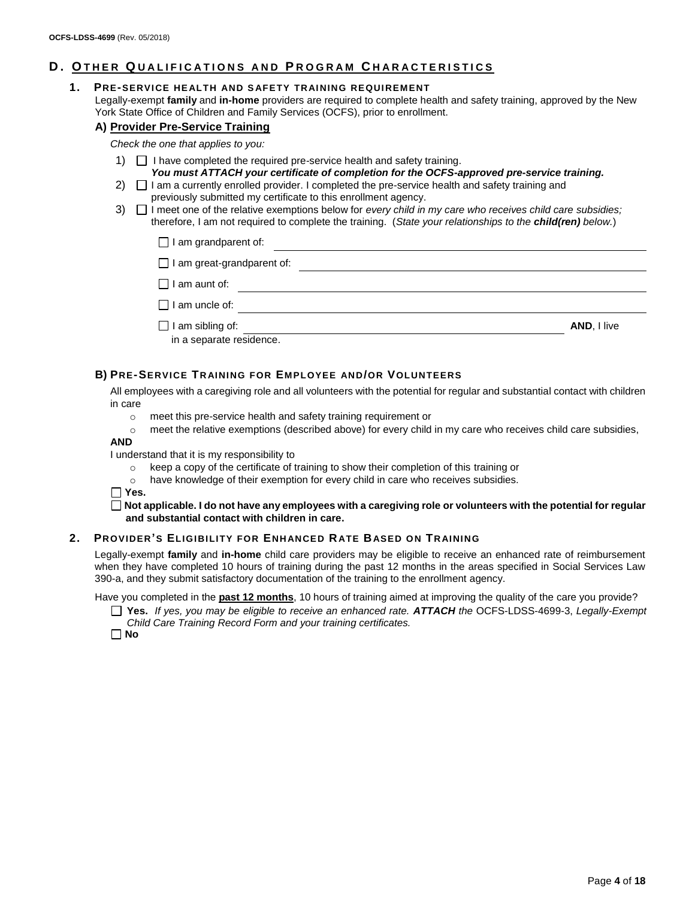## D. Other Qualifications and Program Characteristics

### 1. Pre-service health and safety training requirement

Legally-exempt **family** and **in-home** providers are required to complete health and safety training, approved by the New York State Office of Children and Family Services (OCFS), prior to enrollment.

#### A) Provider Pre-Service Training

*Check the one that applies to you:*

1) ☐ I have completed the required pre-service health and safety training.
   ***You must ATTACH your certificate of completion for the OCFS-approved pre-service training.***

2) ☐ I am a currently enrolled provider. I completed the pre-service health and safety training and previously submitted my certificate to this enrollment agency.

3) ☐ I meet one of the relative exemptions below for *every child in my care who receives child care subsidies;* therefore, I am not required to complete the training. (*State your relationships to the **child(ren)** below.*)

   ☐ I am grandparent of: ______________________________

   ☐ I am great-grandparent of: ______________________________

   ☐ I am aunt of: ______________________________

   ☐ I am uncle of: ______________________________

   ☐ I am sibling of: ______________________________ **AND**, I live in a separate residence.

#### B) Pre-Service Training for Employee and/or Volunteers

All employees with a caregiving role and all volunteers with the potential for regular and substantial contact with children in care

- meet this pre-service health and safety training requirement or
- meet the relative exemptions (described above) for every child in my care who receives child care subsidies,

**AND**

I understand that it is my responsibility to

- keep a copy of the certificate of training to show their completion of this training or
- have knowledge of their exemption for every child in care who receives subsidies.

☐ **Yes.**

☐ **Not applicable. I do not have any employees with a caregiving role or volunteers with the potential for regular and substantial contact with children in care.**

### 2. Provider's Eligibility for Enhanced Rate Based on Training

Legally-exempt **family** and **in-home** child care providers may be eligible to receive an enhanced rate of reimbursement when they have completed 10 hours of training during the past 12 months in the areas specified in Social Services Law 390-a, and they submit satisfactory documentation of the training to the enrollment agency.

Have you completed in the **past 12 months**, 10 hours of training aimed at improving the quality of the care you provide?

☐ **Yes.** *If yes, you may be eligible to receive an enhanced rate.* ***ATTACH*** *the* OCFS-LDSS-4699-3, *Legally-Exempt Child Care Training Record Form and your training certificates.*

☐ **No**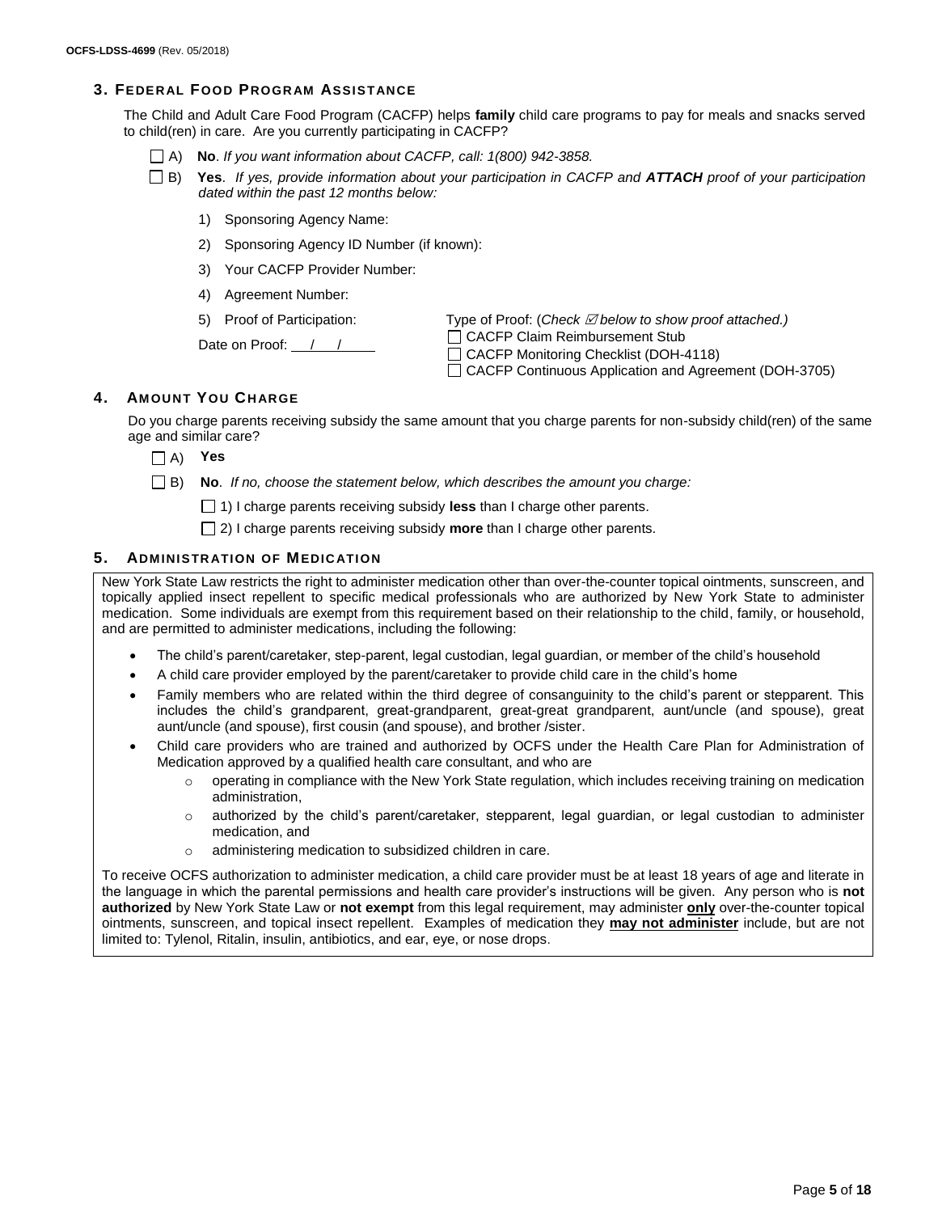### 3. Federal Food Program Assistance

The Child and Adult Care Food Program (CACFP) helps **family** child care programs to pay for meals and snacks served to child(ren) in care. Are you currently participating in CACFP?

☐ A) **No**. *If you want information about CACFP, call: 1(800) 942-3858.*

☐ B) **Yes**. *If yes, provide information about your participation in CACFP and **ATTACH** proof of your participation dated within the past 12 months below:*

1) Sponsoring Agency Name:
2) Sponsoring Agency ID Number (if known):
3) Your CACFP Provider Number:
4) Agreement Number:
5) Proof of Participation:

Date on Proof: ___/___/___

Type of Proof: (*Check ☑ below to show proof attached.)*

☐ CACFP Claim Reimbursement Stub
☐ CACFP Monitoring Checklist (DOH-4118)
☐ CACFP Continuous Application and Agreement (DOH-3705)

### 4. Amount You Charge

Do you charge parents receiving subsidy the same amount that you charge parents for non-subsidy child(ren) of the same age and similar care?

☐ A) **Yes**

☐ B) **No**. *If no, choose the statement below, which describes the amount you charge:*

☐ 1) I charge parents receiving subsidy **less** than I charge other parents.

☐ 2) I charge parents receiving subsidy **more** than I charge other parents.

### 5. Administration of Medication

New York State Law restricts the right to administer medication other than over-the-counter topical ointments, sunscreen, and topically applied insect repellent to specific medical professionals who are authorized by New York State to administer medication. Some individuals are exempt from this requirement based on their relationship to the child, family, or household, and are permitted to administer medications, including the following:

- The child's parent/caretaker, step-parent, legal custodian, legal guardian, or member of the child's household
- A child care provider employed by the parent/caretaker to provide child care in the child's home
- Family members who are related within the third degree of consanguinity to the child's parent or stepparent. This includes the child's grandparent, great-grandparent, great-great grandparent, aunt/uncle (and spouse), great aunt/uncle (and spouse), first cousin (and spouse), and brother /sister.
- Child care providers who are trained and authorized by OCFS under the Health Care Plan for Administration of Medication approved by a qualified health care consultant, and who are
  - operating in compliance with the New York State regulation, which includes receiving training on medication administration,
  - authorized by the child's parent/caretaker, stepparent, legal guardian, or legal custodian to administer medication, and
  - administering medication to subsidized children in care.

To receive OCFS authorization to administer medication, a child care provider must be at least 18 years of age and literate in the language in which the parental permissions and health care provider's instructions will be given. Any person who is **not authorized** by New York State Law or **not exempt** from this legal requirement, may administer **only** over-the-counter topical ointments, sunscreen, and topical insect repellent. Examples of medication they **may not administer** include, but are not limited to: Tylenol, Ritalin, insulin, antibiotics, and ear, eye, or nose drops.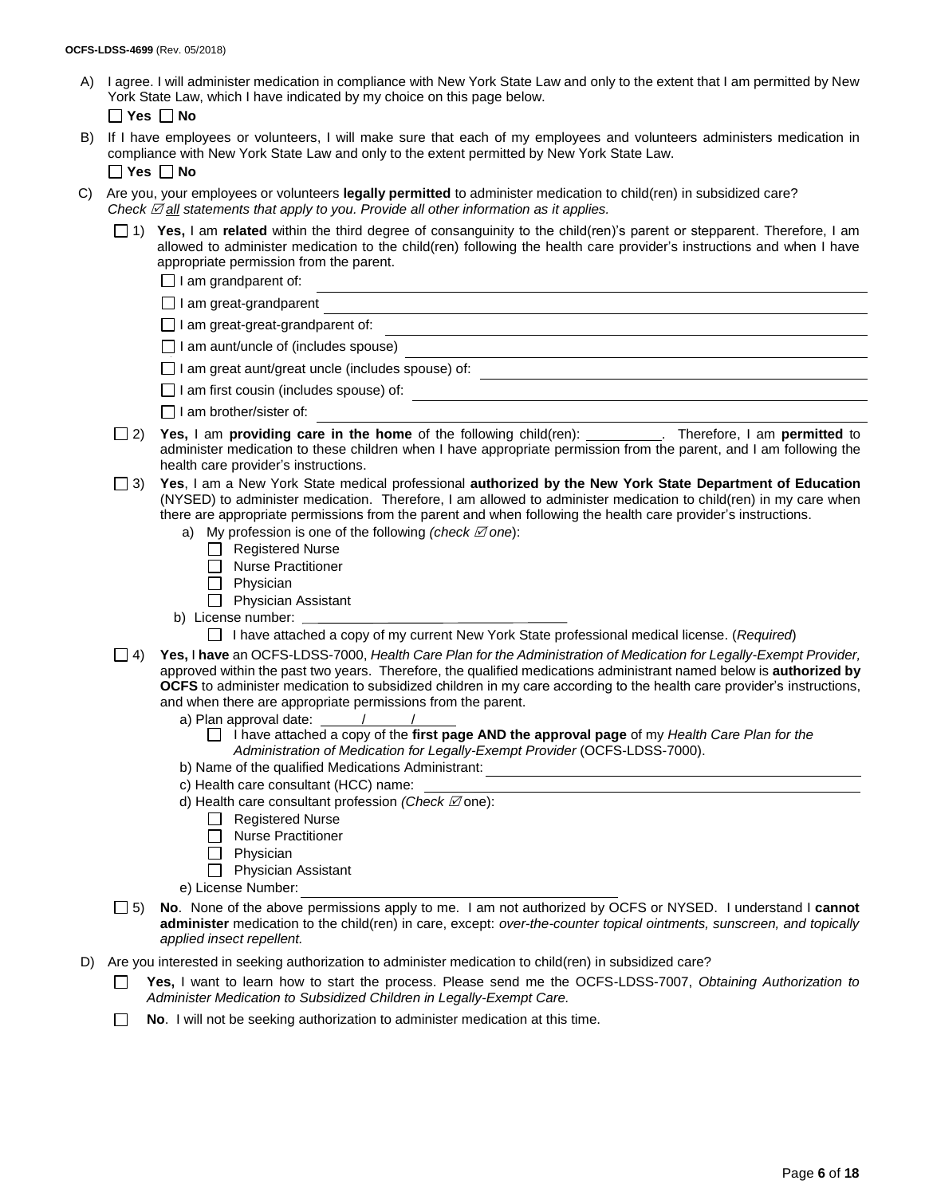OCFS-LDSS-4699 (Rev. 05/2018)

A) I agree. I will administer medication in compliance with New York State Law and only to the extent that I am permitted by New York State Law, which I have indicated by my choice on this page below.

☐ **Yes** ☐ **No**

B) If I have employees or volunteers, I will make sure that each of my employees and volunteers administers medication in compliance with New York State Law and only to the extent permitted by New York State Law.

☐ **Yes** ☐ **No**

C) Are you, your employees or volunteers **legally permitted** to administer medication to child(ren) in subsidized care? *Check ☑ all statements that apply to you. Provide all other information as it applies.*

☐ 1) **Yes,** I am **related** within the third degree of consanguinity to the child(ren)'s parent or stepparent. Therefore, I am allowed to administer medication to the child(ren) following the health care provider's instructions and when I have appropriate permission from the parent.

- ☐ I am grandparent of: ______
- ☐ I am great-grandparent ______
- ☐ I am great-great-grandparent of: ______
- ☐ I am aunt/uncle of (includes spouse) ______
- ☐ I am great aunt/great uncle (includes spouse) of: ______
- ☐ I am first cousin (includes spouse) of: ______
- ☐ I am brother/sister of: ______

☐ 2) **Yes,** I am **providing care in the home** of the following child(ren): ______. Therefore, I am **permitted** to administer medication to these children when I have appropriate permission from the parent, and I am following the health care provider's instructions.

☐ 3) **Yes**, I am a New York State medical professional **authorized by the New York State Department of Education** (NYSED) to administer medication. Therefore, I am allowed to administer medication to child(ren) in my care when there are appropriate permissions from the parent and when following the health care provider's instructions.

a) My profession is one of the following *(check ☑ one)*:
- ☐ Registered Nurse
- ☐ Nurse Practitioner
- ☐ Physician
- ☐ Physician Assistant

b) License number: ______
- ☐ I have attached a copy of my current New York State professional medical license. (*Required*)

☐ 4) **Yes,** I **have** an OCFS-LDSS-7000, *Health Care Plan for the Administration of Medication for Legally-Exempt Provider,* approved within the past two years. Therefore, the qualified medications administrant named below is **authorized by OCFS** to administer medication to subsidized children in my care according to the health care provider's instructions, and when there are appropriate permissions from the parent.

a) Plan approval date: ____/____/____
- ☐ I have attached a copy of the **first page AND the approval page** of my *Health Care Plan for the Administration of Medication for Legally-Exempt Provider* (OCFS-LDSS-7000).

b) Name of the qualified Medications Administrant: ______

c) Health care consultant (HCC) name: ______

d) Health care consultant profession *(Check ☑ one)*:
- ☐ Registered Nurse
- ☐ Nurse Practitioner
- ☐ Physician
- ☐ Physician Assistant

e) License Number: ______

☐ 5) **No**. None of the above permissions apply to me. I am not authorized by OCFS or NYSED. I understand I **cannot administer** medication to the child(ren) in care, except: *over-the-counter topical ointments, sunscreen, and topically applied insect repellent.*

D) Are you interested in seeking authorization to administer medication to child(ren) in subsidized care?

☐ **Yes,** I want to learn how to start the process. Please send me the OCFS-LDSS-7007, *Obtaining Authorization to Administer Medication to Subsidized Children in Legally-Exempt Care.*

☐ **No**. I will not be seeking authorization to administer medication at this time.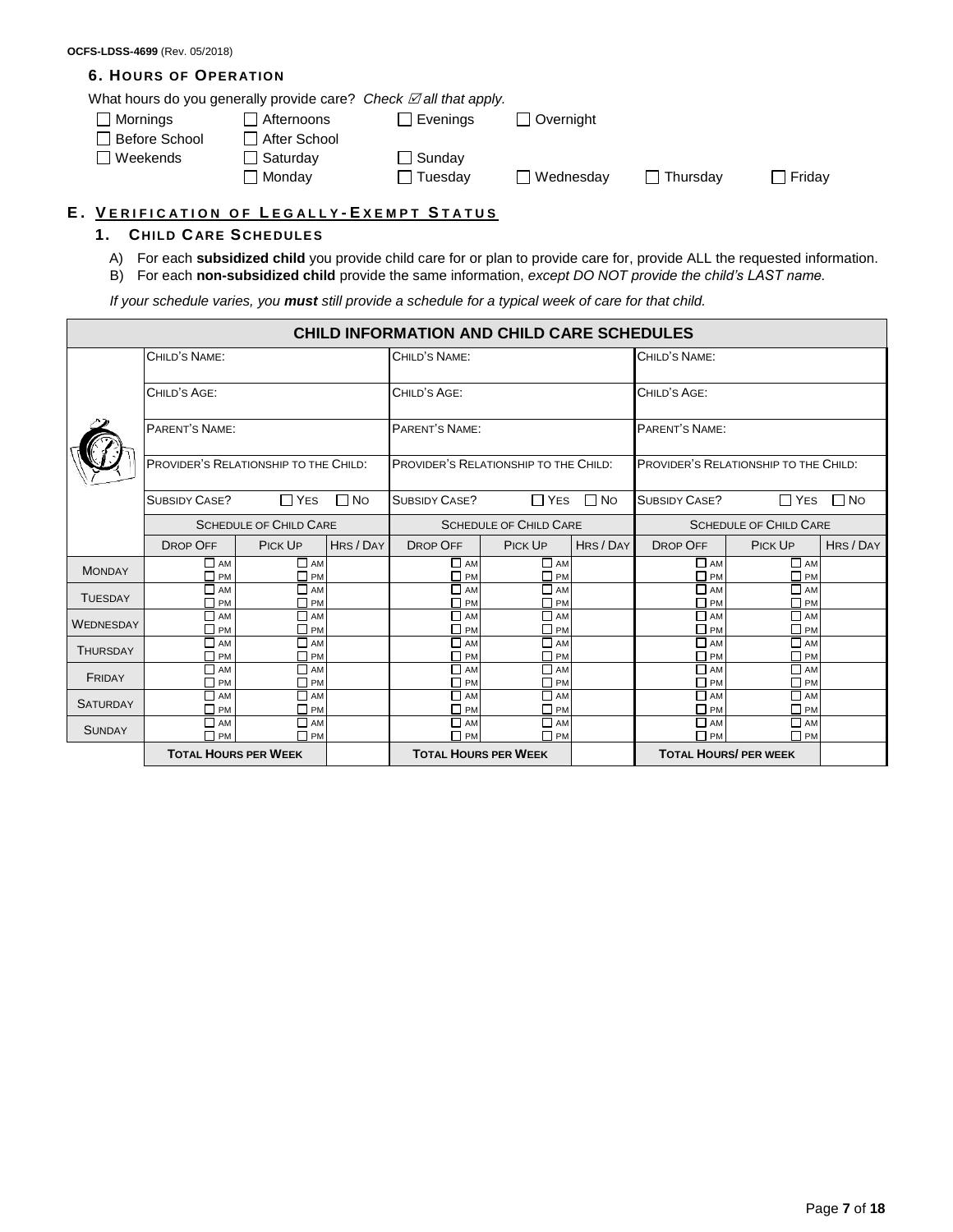OCFS-LDSS-4699 (Rev. 05/2018)

### 6. Hours of Operation

What hours do you generally provide care? *Check ☑ all that apply.*

- ☐ Mornings ☐ Afternoons ☐ Evenings ☐ Overnight
- ☐ Before School ☐ After School
- ☐ Weekends ☐ Saturday ☐ Sunday
- ☐ Monday ☐ Tuesday ☐ Wednesday ☐ Thursday ☐ Friday

## E. Verification of Legally-Exempt Status

### 1. Child Care Schedules

A) For each **subsidized child** you provide child care for or plan to provide care for, provide ALL the requested information.

B) For each **non-subsidized child** provide the same information, *except DO NOT provide the child's LAST name.*

*If your schedule varies, you **must** still provide a schedule for a typical week of care for that child.*

| CHILD INFORMATION AND CHILD CARE SCHEDULES | | | | | | | | | |
|---|---|---|---|---|---|---|---|---|---|
| | Child's Name: | | | Child's Name: | | | Child's Name: | | |
| | Child's Age: | | | Child's Age: | | | Child's Age: | | |
| | Parent's Name: | | | Parent's Name: | | | Parent's Name: | | |
| | Provider's Relationship to the Child: | | | Provider's Relationship to the Child: | | | Provider's Relationship to the Child: | | |
| | Subsidy Case? ☐ Yes ☐ No | | | Subsidy Case? ☐ Yes ☐ No | | | Subsidy Case? ☐ Yes ☐ No | | |
| | Schedule of Child Care | | | Schedule of Child Care | | | Schedule of Child Care | | |
| | Drop Off | Pick Up | Hrs / Day | Drop Off | Pick Up | Hrs / Day | Drop Off | Pick Up | Hrs / Day |
| Monday | ☐ AM ☐ PM | ☐ AM ☐ PM | | ☐ AM ☐ PM | ☐ AM ☐ PM | | ☐ AM ☐ PM | ☐ AM ☐ PM | |
| Tuesday | ☐ AM ☐ PM | ☐ AM ☐ PM | | ☐ AM ☐ PM | ☐ AM ☐ PM | | ☐ AM ☐ PM | ☐ AM ☐ PM | |
| Wednesday | ☐ AM ☐ PM | ☐ AM ☐ PM | | ☐ AM ☐ PM | ☐ AM ☐ PM | | ☐ AM ☐ PM | ☐ AM ☐ PM | |
| Thursday | ☐ AM ☐ PM | ☐ AM ☐ PM | | ☐ AM ☐ PM | ☐ AM ☐ PM | | ☐ AM ☐ PM | ☐ AM ☐ PM | |
| Friday | ☐ AM ☐ PM | ☐ AM ☐ PM | | ☐ AM ☐ PM | ☐ AM ☐ PM | | ☐ AM ☐ PM | ☐ AM ☐ PM | |
| Saturday | ☐ AM ☐ PM | ☐ AM ☐ PM | | ☐ AM ☐ PM | ☐ AM ☐ PM | | ☐ AM ☐ PM | ☐ AM ☐ PM | |
| Sunday | ☐ AM ☐ PM | ☐ AM ☐ PM | | ☐ AM ☐ PM | ☐ AM ☐ PM | | ☐ AM ☐ PM | ☐ AM ☐ PM | |
| | **Total Hours per Week** | | | **Total Hours per Week** | | | **Total Hours/ per Week** | | |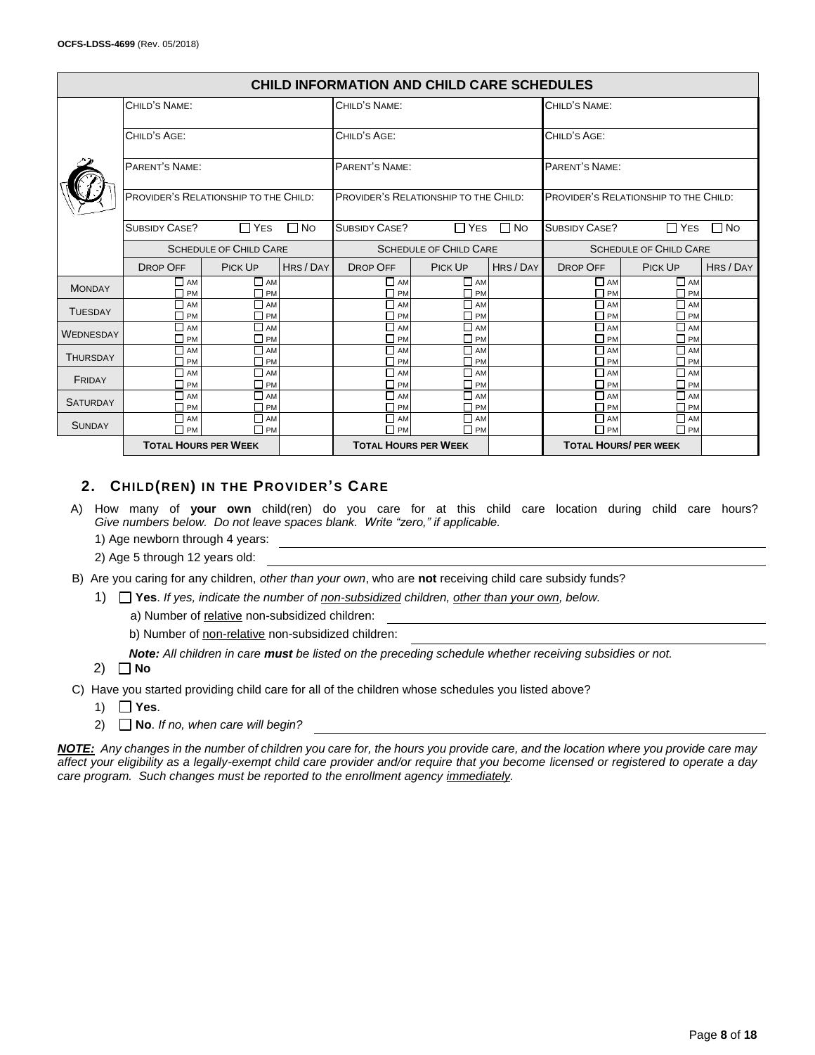OCFS-LDSS-4699 (Rev. 05/2018)

| CHILD INFORMATION AND CHILD CARE SCHEDULES | | | | | | | | | |
|---|---|---|---|---|---|---|---|---|---|
| | CHILD'S NAME: | | | CHILD'S NAME: | | | CHILD'S NAME: | | |
| | CHILD'S AGE: | | | CHILD'S AGE: | | | CHILD'S AGE: | | |
| | PARENT'S NAME: | | | PARENT'S NAME: | | | PARENT'S NAME: | | |
| | PROVIDER'S RELATIONSHIP TO THE CHILD: | | | PROVIDER'S RELATIONSHIP TO THE CHILD: | | | PROVIDER'S RELATIONSHIP TO THE CHILD: | | |
| | SUBSIDY CASE? ☐ YES ☐ NO | | | SUBSIDY CASE? ☐ YES ☐ NO | | | SUBSIDY CASE? ☐ YES ☐ NO | | |
| | SCHEDULE OF CHILD CARE | | | SCHEDULE OF CHILD CARE | | | SCHEDULE OF CHILD CARE | | |
| | DROP OFF | PICK UP | HRS / DAY | DROP OFF | PICK UP | HRS / DAY | DROP OFF | PICK UP | HRS / DAY |
| MONDAY | ☐ AM ☐ PM | ☐ AM ☐ PM | | ☐ AM ☐ PM | ☐ AM ☐ PM | | ☐ AM ☐ PM | ☐ AM ☐ PM | |
| TUESDAY | ☐ AM ☐ PM | ☐ AM ☐ PM | | ☐ AM ☐ PM | ☐ AM ☐ PM | | ☐ AM ☐ PM | ☐ AM ☐ PM | |
| WEDNESDAY | ☐ AM ☐ PM | ☐ AM ☐ PM | | ☐ AM ☐ PM | ☐ AM ☐ PM | | ☐ AM ☐ PM | ☐ AM ☐ PM | |
| THURSDAY | ☐ AM ☐ PM | ☐ AM ☐ PM | | ☐ AM ☐ PM | ☐ AM ☐ PM | | ☐ AM ☐ PM | ☐ AM ☐ PM | |
| FRIDAY | ☐ AM ☐ PM | ☐ AM ☐ PM | | ☐ AM ☐ PM | ☐ AM ☐ PM | | ☐ AM ☐ PM | ☐ AM ☐ PM | |
| SATURDAY | ☐ AM ☐ PM | ☐ AM ☐ PM | | ☐ AM ☐ PM | ☐ AM ☐ PM | | ☐ AM ☐ PM | ☐ AM ☐ PM | |
| SUNDAY | ☐ AM ☐ PM | ☐ AM ☐ PM | | ☐ AM ☐ PM | ☐ AM ☐ PM | | ☐ AM ☐ PM | ☐ AM ☐ PM | |
| | **TOTAL HOURS PER WEEK** | | | **TOTAL HOURS PER WEEK** | | | **TOTAL HOURS/ PER WEEK** | | |

## 2. CHILD(REN) IN THE PROVIDER'S CARE

A) How many of **your own** child(ren) do you care for at this child care location during child care hours? *Give numbers below. Do not leave spaces blank. Write "zero," if applicable.*

1) Age newborn through 4 years: ______________________

2) Age 5 through 12 years old: ______________________

B) Are you caring for any children, *other than your own*, who are **not** receiving child care subsidy funds?

1) ☐ **Yes**. *If yes, indicate the number of non-subsidized children, other than your own, below.*

a) Number of relative non-subsidized children: ______________________

b) Number of non-relative non-subsidized children: ______________________

***Note:*** *All children in care **must** be listed on the preceding schedule whether receiving subsidies or not.*

2) ☐ **No**

C) Have you started providing child care for all of the children whose schedules you listed above?

1) ☐ **Yes**.

2) ☐ **No**. *If no, when care will begin?* ______________________

***NOTE:*** *Any changes in the number of children you care for, the hours you provide care, and the location where you provide care may affect your eligibility as a legally-exempt child care provider and/or require that you become licensed or registered to operate a day care program. Such changes must be reported to the enrollment agency immediately.*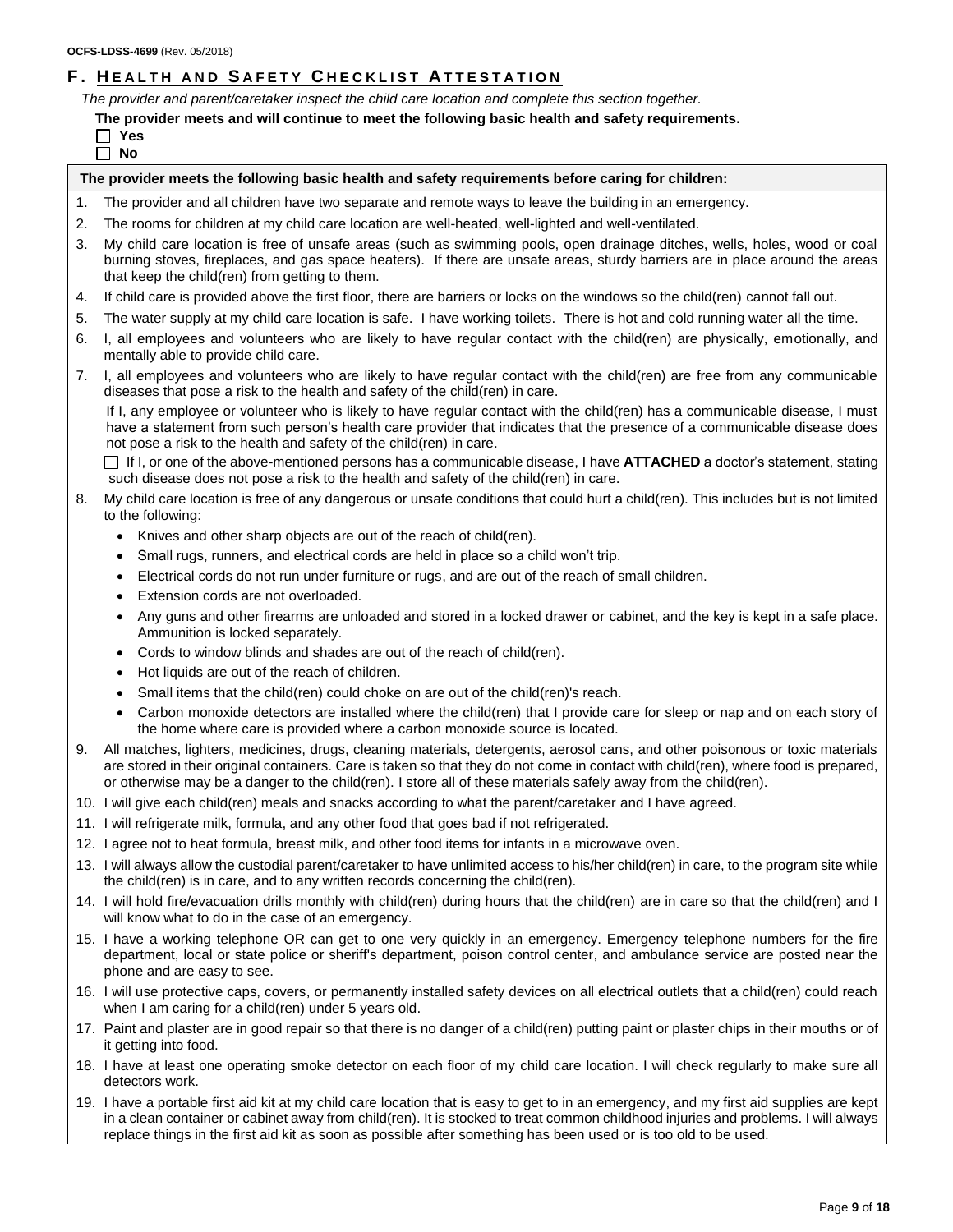OCFS-LDSS-4699 (Rev. 05/2018)

## F. HEALTH AND SAFETY CHECKLIST ATTESTATION

*The provider and parent/caretaker inspect the child care location and complete this section together.*

**The provider meets and will continue to meet the following basic health and safety requirements.**

☐ **Yes**
☐ **No**

**The provider meets the following basic health and safety requirements before caring for children:**

1. The provider and all children have two separate and remote ways to leave the building in an emergency.
2. The rooms for children at my child care location are well-heated, well-lighted and well-ventilated.
3. My child care location is free of unsafe areas (such as swimming pools, open drainage ditches, wells, holes, wood or coal burning stoves, fireplaces, and gas space heaters). If there are unsafe areas, sturdy barriers are in place around the areas that keep the child(ren) from getting to them.
4. If child care is provided above the first floor, there are barriers or locks on the windows so the child(ren) cannot fall out.
5. The water supply at my child care location is safe. I have working toilets. There is hot and cold running water all the time.
6. I, all employees and volunteers who are likely to have regular contact with the child(ren) are physically, emotionally, and mentally able to provide child care.
7. I, all employees and volunteers who are likely to have regular contact with the child(ren) are free from any communicable diseases that pose a risk to the health and safety of the child(ren) in care.

   If I, any employee or volunteer who is likely to have regular contact with the child(ren) has a communicable disease, I must have a statement from such person's health care provider that indicates that the presence of a communicable disease does not pose a risk to the health and safety of the child(ren) in care.

   ☐ If I, or one of the above-mentioned persons has a communicable disease, I have **ATTACHED** a doctor's statement, stating such disease does not pose a risk to the health and safety of the child(ren) in care.
8. My child care location is free of any dangerous or unsafe conditions that could hurt a child(ren). This includes but is not limited to the following:
   - Knives and other sharp objects are out of the reach of child(ren).
   - Small rugs, runners, and electrical cords are held in place so a child won't trip.
   - Electrical cords do not run under furniture or rugs, and are out of the reach of small children.
   - Extension cords are not overloaded.
   - Any guns and other firearms are unloaded and stored in a locked drawer or cabinet, and the key is kept in a safe place. Ammunition is locked separately.
   - Cords to window blinds and shades are out of the reach of child(ren).
   - Hot liquids are out of the reach of children.
   - Small items that the child(ren) could choke on are out of the child(ren)'s reach.
   - Carbon monoxide detectors are installed where the child(ren) that I provide care for sleep or nap and on each story of the home where care is provided where a carbon monoxide source is located.
9. All matches, lighters, medicines, drugs, cleaning materials, detergents, aerosol cans, and other poisonous or toxic materials are stored in their original containers. Care is taken so that they do not come in contact with child(ren), where food is prepared, or otherwise may be a danger to the child(ren). I store all of these materials safely away from the child(ren).
10. I will give each child(ren) meals and snacks according to what the parent/caretaker and I have agreed.
11. I will refrigerate milk, formula, and any other food that goes bad if not refrigerated.
12. I agree not to heat formula, breast milk, and other food items for infants in a microwave oven.
13. I will always allow the custodial parent/caretaker to have unlimited access to his/her child(ren) in care, to the program site while the child(ren) is in care, and to any written records concerning the child(ren).
14. I will hold fire/evacuation drills monthly with child(ren) during hours that the child(ren) are in care so that the child(ren) and I will know what to do in the case of an emergency.
15. I have a working telephone OR can get to one very quickly in an emergency. Emergency telephone numbers for the fire department, local or state police or sheriff's department, poison control center, and ambulance service are posted near the phone and are easy to see.
16. I will use protective caps, covers, or permanently installed safety devices on all electrical outlets that a child(ren) could reach when I am caring for a child(ren) under 5 years old.
17. Paint and plaster are in good repair so that there is no danger of a child(ren) putting paint or plaster chips in their mouths or of it getting into food.
18. I have at least one operating smoke detector on each floor of my child care location. I will check regularly to make sure all detectors work.
19. I have a portable first aid kit at my child care location that is easy to get to in an emergency, and my first aid supplies are kept in a clean container or cabinet away from child(ren). It is stocked to treat common childhood injuries and problems. I will always replace things in the first aid kit as soon as possible after something has been used or is too old to be used.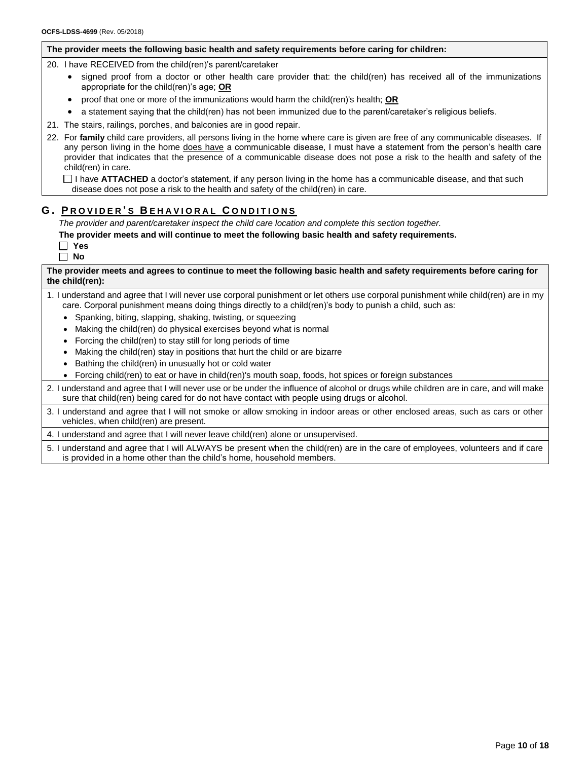**The provider meets the following basic health and safety requirements before caring for children:**

20. I have RECEIVED from the child(ren)'s parent/caretaker
    - signed proof from a doctor or other health care provider that: the child(ren) has received all of the immunizations appropriate for the child(ren)'s age; **OR**
    - proof that one or more of the immunizations would harm the child(ren)'s health; **OR**
    - a statement saying that the child(ren) has not been immunized due to the parent/caretaker's religious beliefs.
21. The stairs, railings, porches, and balconies are in good repair.
22. For **family** child care providers, all persons living in the home where care is given are free of any communicable diseases. If any person living in the home does have a communicable disease, I must have a statement from the person's health care provider that indicates that the presence of a communicable disease does not pose a risk to the health and safety of the child(ren) in care.

    ☐ I have **ATTACHED** a doctor's statement, if any person living in the home has a communicable disease, and that such disease does not pose a risk to the health and safety of the child(ren) in care.

## G. PROVIDER'S BEHAVIORAL CONDITIONS

*The provider and parent/caretaker inspect the child care location and complete this section together.*

**The provider meets and will continue to meet the following basic health and safety requirements.**

☐ **Yes**

☐ **No**

**The provider meets and agrees to continue to meet the following basic health and safety requirements before caring for the child(ren):**

1. I understand and agree that I will never use corporal punishment or let others use corporal punishment while child(ren) are in my care. Corporal punishment means doing things directly to a child(ren)'s body to punish a child, such as:
    - Spanking, biting, slapping, shaking, twisting, or squeezing
    - Making the child(ren) do physical exercises beyond what is normal
    - Forcing the child(ren) to stay still for long periods of time
    - Making the child(ren) stay in positions that hurt the child or are bizarre
    - Bathing the child(ren) in unusually hot or cold water
    - Forcing child(ren) to eat or have in child(ren)'s mouth soap, foods, hot spices or foreign substances
2. I understand and agree that I will never use or be under the influence of alcohol or drugs while children are in care, and will make sure that child(ren) being cared for do not have contact with people using drugs or alcohol.
3. I understand and agree that I will not smoke or allow smoking in indoor areas or other enclosed areas, such as cars or other vehicles, when child(ren) are present.
4. I understand and agree that I will never leave child(ren) alone or unsupervised.
5. I understand and agree that I will ALWAYS be present when the child(ren) are in the care of employees, volunteers and if care is provided in a home other than the child's home, household members.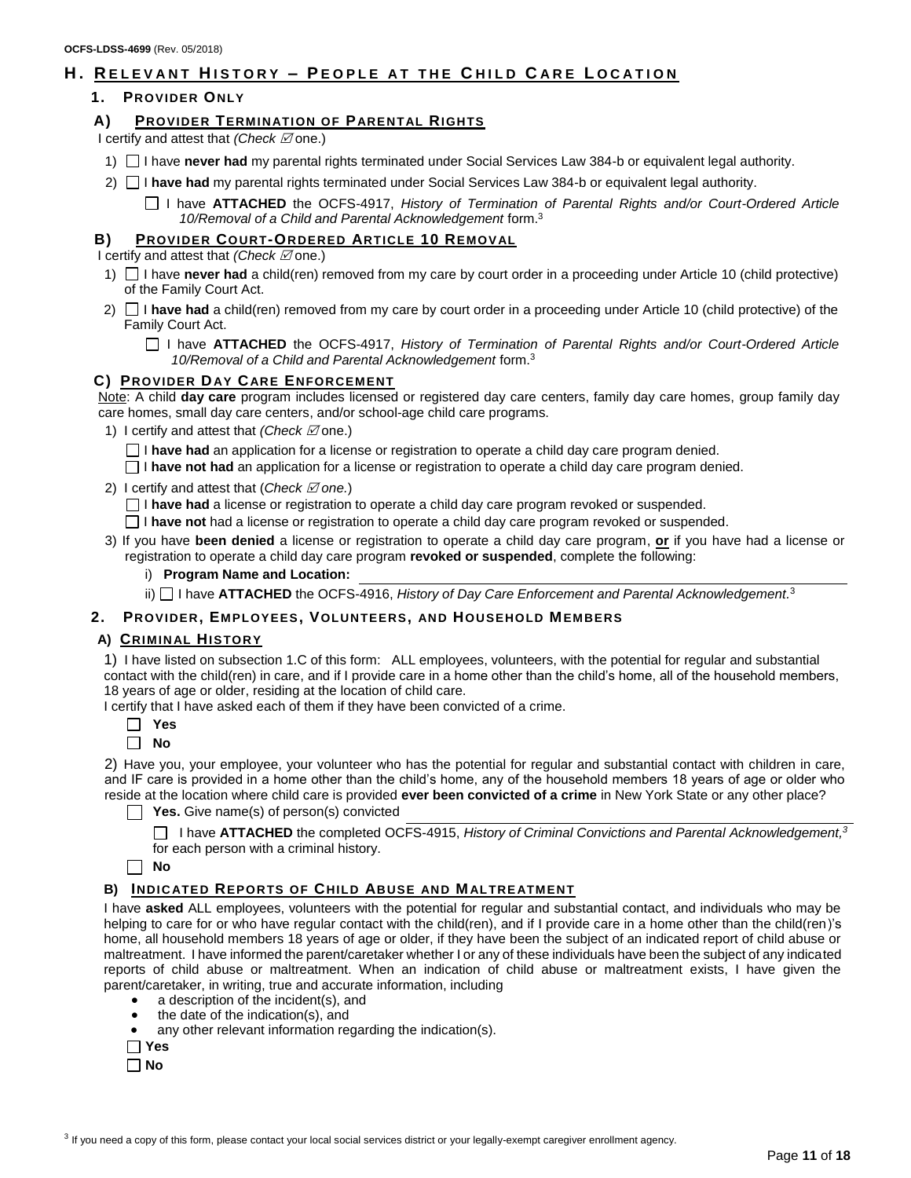OCFS-LDSS-4699 (Rev. 05/2018)

## H. RELEVANT HISTORY – PEOPLE AT THE CHILD CARE LOCATION

### 1. PROVIDER ONLY

#### A) PROVIDER TERMINATION OF PARENTAL RIGHTS

I certify and attest that *(Check ☑ one.)*

1) ☐ I have **never had** my parental rights terminated under Social Services Law 384-b or equivalent legal authority.

2) ☐ I **have had** my parental rights terminated under Social Services Law 384-b or equivalent legal authority.

☐ I have **ATTACHED** the OCFS-4917, *History of Termination of Parental Rights and/or Court-Ordered Article 10/Removal of a Child and Parental Acknowledgement* form.[3]

#### B) PROVIDER COURT-ORDERED ARTICLE 10 REMOVAL

I certify and attest that *(Check ☑ one.)*

1) ☐ I have **never had** a child(ren) removed from my care by court order in a proceeding under Article 10 (child protective) of the Family Court Act.

2) ☐ I **have had** a child(ren) removed from my care by court order in a proceeding under Article 10 (child protective) of the Family Court Act.

☐ I have **ATTACHED** the OCFS-4917, *History of Termination of Parental Rights and/or Court-Ordered Article 10/Removal of a Child and Parental Acknowledgement* form.[3]

#### C) PROVIDER DAY CARE ENFORCEMENT

Note: A child **day care** program includes licensed or registered day care centers, family day care homes, group family day care homes, small day care centers, and/or school-age child care programs.

1) I certify and attest that *(Check ☑ one.)*

☐ I **have had** an application for a license or registration to operate a child day care program denied.

☐ I **have not had** an application for a license or registration to operate a child day care program denied.

2) I certify and attest that (*Check ☑ one.*)

☐ I **have had** a license or registration to operate a child day care program revoked or suspended.

☐ I **have not** had a license or registration to operate a child day care program revoked or suspended.

3) If you have **been denied** a license or registration to operate a child day care program, **or** if you have had a license or registration to operate a child day care program **revoked or suspended**, complete the following:

i) **Program Name and Location:** ____________________

ii) ☐ I have **ATTACHED** the OCFS-4916, *History of Day Care Enforcement and Parental Acknowledgement*.[3]

### 2. PROVIDER, EMPLOYEES, VOLUNTEERS, AND HOUSEHOLD MEMBERS

#### A) CRIMINAL HISTORY

1) I have listed on subsection 1.C of this form: ALL employees, volunteers, with the potential for regular and substantial contact with the child(ren) in care, and if I provide care in a home other than the child's home, all of the household members, 18 years of age or older, residing at the location of child care.

I certify that I have asked each of them if they have been convicted of a crime.

☐ **Yes**

☐ **No**

2) Have you, your employee, your volunteer who has the potential for regular and substantial contact with children in care, and IF care is provided in a home other than the child's home, any of the household members 18 years of age or older who reside at the location where child care is provided **ever been convicted of a crime** in New York State or any other place?

☐ **Yes.** Give name(s) of person(s) convicted ____________________

☐ I have **ATTACHED** the completed OCFS-4915, *History of Criminal Convictions and Parental Acknowledgement,*[3] for each person with a criminal history.

☐ **No**

#### B) INDICATED REPORTS OF CHILD ABUSE AND MALTREATMENT

I have **asked** ALL employees, volunteers with the potential for regular and substantial contact, and individuals who may be helping to care for or who have regular contact with the child(ren), and if I provide care in a home other than the child(ren)'s home, all household members 18 years of age or older, if they have been the subject of an indicated report of child abuse or maltreatment. I have informed the parent/caretaker whether I or any of these individuals have been the subject of any indicated reports of child abuse or maltreatment. When an indication of child abuse or maltreatment exists, I have given the parent/caretaker, in writing, true and accurate information, including

- a description of the incident(s), and
- the date of the indication(s), and
- any other relevant information regarding the indication(s).

☐ **Yes**

☐ **No**

[3] If you need a copy of this form, please contact your local social services district or your legally-exempt caregiver enrollment agency.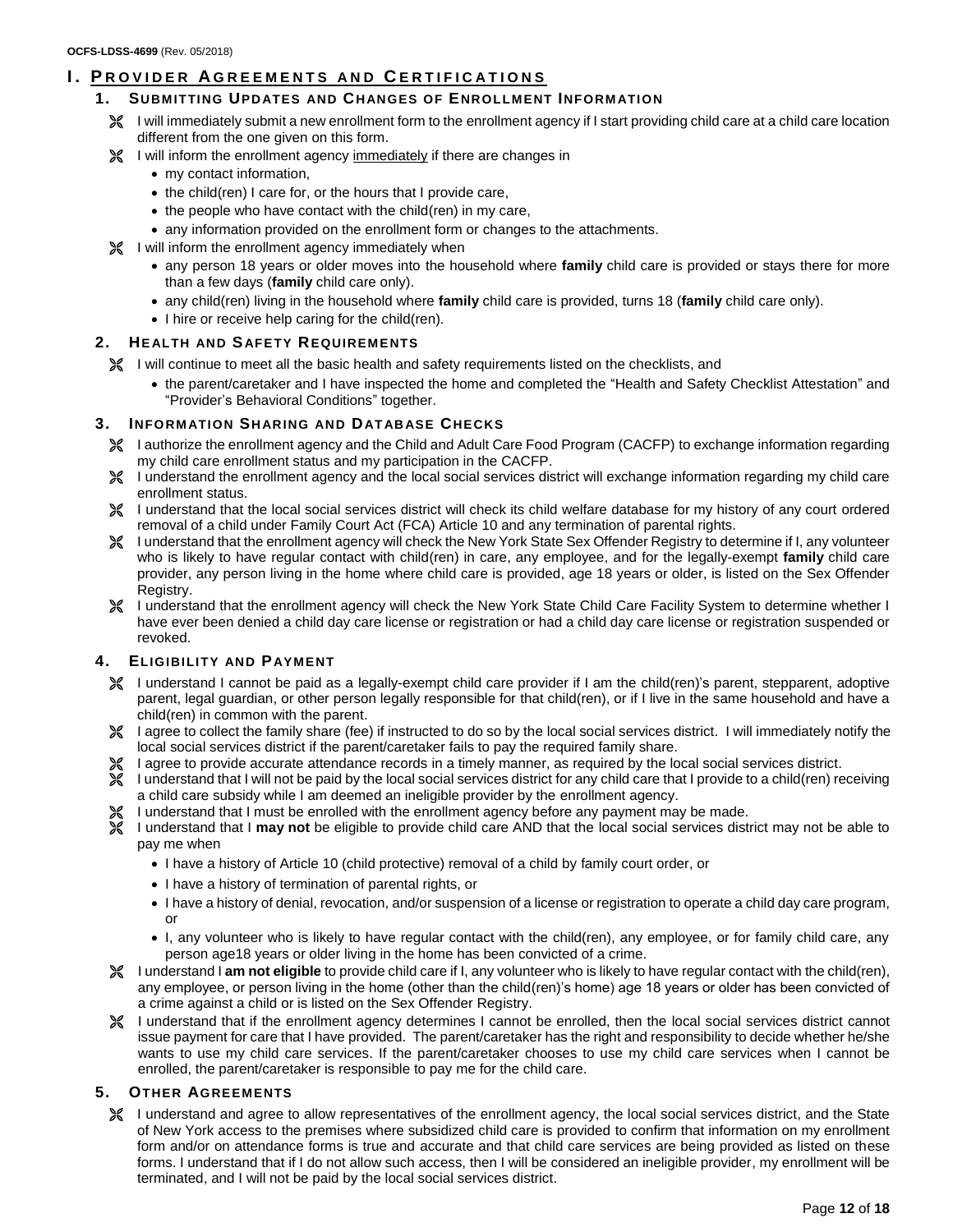OCFS-LDSS-4699 (Rev. 05/2018)

# I. PROVIDER AGREEMENTS AND CERTIFICATIONS

## 1. SUBMITTING UPDATES AND CHANGES OF ENROLLMENT INFORMATION

- I will immediately submit a new enrollment form to the enrollment agency if I start providing child care at a child care location different from the one given on this form.
- I will inform the enrollment agency immediately if there are changes in
  - my contact information,
  - the child(ren) I care for, or the hours that I provide care,
  - the people who have contact with the child(ren) in my care,
  - any information provided on the enrollment form or changes to the attachments.
- I will inform the enrollment agency immediately when
  - any person 18 years or older moves into the household where **family** child care is provided or stays there for more than a few days (**family** child care only).
  - any child(ren) living in the household where **family** child care is provided, turns 18 (**family** child care only).
  - I hire or receive help caring for the child(ren).

## 2. HEALTH AND SAFETY REQUIREMENTS

- I will continue to meet all the basic health and safety requirements listed on the checklists, and
  - the parent/caretaker and I have inspected the home and completed the "Health and Safety Checklist Attestation" and "Provider's Behavioral Conditions" together.

## 3. INFORMATION SHARING AND DATABASE CHECKS

- I authorize the enrollment agency and the Child and Adult Care Food Program (CACFP) to exchange information regarding my child care enrollment status and my participation in the CACFP.
- I understand the enrollment agency and the local social services district will exchange information regarding my child care enrollment status.
- I understand that the local social services district will check its child welfare database for my history of any court ordered removal of a child under Family Court Act (FCA) Article 10 and any termination of parental rights.
- I understand that the enrollment agency will check the New York State Sex Offender Registry to determine if I, any volunteer who is likely to have regular contact with child(ren) in care, any employee, and for the legally-exempt **family** child care provider, any person living in the home where child care is provided, age 18 years or older, is listed on the Sex Offender Registry.
- I understand that the enrollment agency will check the New York State Child Care Facility System to determine whether I have ever been denied a child day care license or registration or had a child day care license or registration suspended or revoked.

## 4. ELIGIBILITY AND PAYMENT

- I understand I cannot be paid as a legally-exempt child care provider if I am the child(ren)'s parent, stepparent, adoptive parent, legal guardian, or other person legally responsible for that child(ren), or if I live in the same household and have a child(ren) in common with the parent.
- I agree to collect the family share (fee) if instructed to do so by the local social services district. I will immediately notify the local social services district if the parent/caretaker fails to pay the required family share.
- I agree to provide accurate attendance records in a timely manner, as required by the local social services district.
- I understand that I will not be paid by the local social services district for any child care that I provide to a child(ren) receiving a child care subsidy while I am deemed an ineligible provider by the enrollment agency.
- I understand that I must be enrolled with the enrollment agency before any payment may be made.
- I understand that I **may not** be eligible to provide child care AND that the local social services district may not be able to pay me when
  - I have a history of Article 10 (child protective) removal of a child by family court order, or
  - I have a history of termination of parental rights, or
  - I have a history of denial, revocation, and/or suspension of a license or registration to operate a child day care program, or
  - I, any volunteer who is likely to have regular contact with the child(ren), any employee, or for family child care, any person age18 years or older living in the home has been convicted of a crime.
- I understand I **am not eligible** to provide child care if I, any volunteer who is likely to have regular contact with the child(ren), any employee, or person living in the home (other than the child(ren)'s home) age 18 years or older has been convicted of a crime against a child or is listed on the Sex Offender Registry.
- I understand that if the enrollment agency determines I cannot be enrolled, then the local social services district cannot issue payment for care that I have provided. The parent/caretaker has the right and responsibility to decide whether he/she wants to use my child care services. If the parent/caretaker chooses to use my child care services when I cannot be enrolled, the parent/caretaker is responsible to pay me for the child care.

## 5. OTHER AGREEMENTS

- I understand and agree to allow representatives of the enrollment agency, the local social services district, and the State of New York access to the premises where subsidized child care is provided to confirm that information on my enrollment form and/or on attendance forms is true and accurate and that child care services are being provided as listed on these forms. I understand that if I do not allow such access, then I will be considered an ineligible provider, my enrollment will be terminated, and I will not be paid by the local social services district.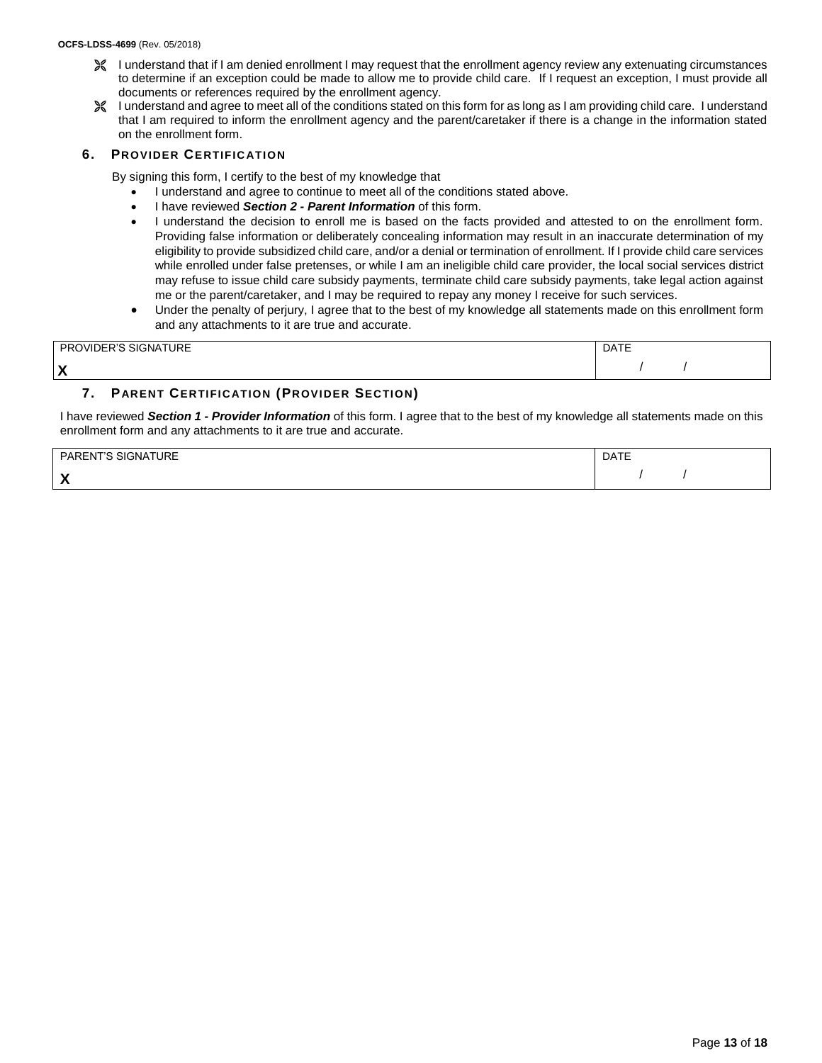- I understand that if I am denied enrollment I may request that the enrollment agency review any extenuating circumstances to determine if an exception could be made to allow me to provide child care. If I request an exception, I must provide all documents or references required by the enrollment agency.
- I understand and agree to meet all of the conditions stated on this form for as long as I am providing child care. I understand that I am required to inform the enrollment agency and the parent/caretaker if there is a change in the information stated on the enrollment form.

## 6. PROVIDER CERTIFICATION

By signing this form, I certify to the best of my knowledge that

- I understand and agree to continue to meet all of the conditions stated above.
- I have reviewed ***Section 2 - Parent Information*** of this form.
- I understand the decision to enroll me is based on the facts provided and attested to on the enrollment form. Providing false information or deliberately concealing information may result in an inaccurate determination of my eligibility to provide subsidized child care, and/or a denial or termination of enrollment. If I provide child care services while enrolled under false pretenses, or while I am an ineligible child care provider, the local social services district may refuse to issue child care subsidy payments, terminate child care subsidy payments, take legal action against me or the parent/caretaker, and I may be required to repay any money I receive for such services.
- Under the penalty of perjury, I agree that to the best of my knowledge all statements made on this enrollment form and any attachments to it are true and accurate.

| PROVIDER'S SIGNATURE | DATE |
|---|---|
| **X** | / / |

## 7. PARENT CERTIFICATION (PROVIDER SECTION)

I have reviewed ***Section 1 - Provider Information*** of this form. I agree that to the best of my knowledge all statements made on this enrollment form and any attachments to it are true and accurate.

| PARENT'S SIGNATURE | DATE |
|---|---|
| **X** | / / |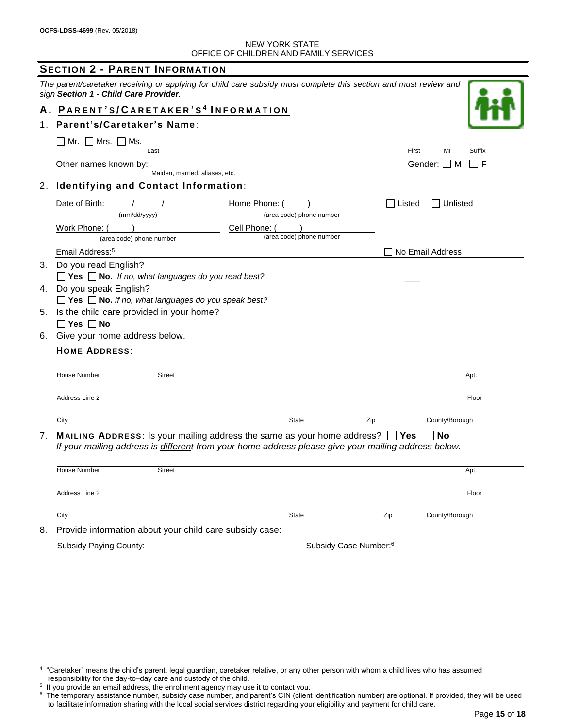OCFS-LDSS-4699 (Rev. 05/2018)

NEW YORK STATE
OFFICE OF CHILDREN AND FAMILY SERVICES

## SECTION 2 - PARENT INFORMATION

*The parent/caretaker receiving or applying for child care subsidy must complete this section and must review and sign **Section 1 - Child Care Provider**.*

### A. PARENT'S/CARETAKER'S[4] INFORMATION

1. **Parent's/Caretaker's Name**:

☐ Mr. ☐ Mrs. ☐ Ms. ______ Last ______ First ______ MI ______ Suffix ______

Other names known by: ______ (Maiden, married, aliases, etc.) Gender: ☐ M ☐ F

2. **Identifying and Contact Information**:

Date of Birth: ____/____/______ (mm/dd/yyyy)    Home Phone: (    ) ______ (area code) phone number    ☐ Listed ☐ Unlisted

Work Phone: (    ) ______ (area code) phone number    Cell Phone: (    ) ______ (area code) phone number

Email Address:[5] ______ ☐ No Email Address

3. Do you read English?
   ☐ **Yes** ☐ **No.** *If no, what languages do you read best?* ______

4. Do you speak English?
   ☐ **Yes** ☐ **No.** *If no, what languages do you speak best?* ______

5. Is the child care provided in your home?
   ☐ **Yes** ☐ **No**

6. Give your home address below.

   **HOME ADDRESS**:

   House Number ______ Street ______ Apt. ______

   Address Line 2 ______ Floor ______

   City ______ State ______ Zip ______ County/Borough ______

7. **MAILING ADDRESS**: Is your mailing address the same as your home address? ☐ **Yes** ☐ **No**
   *If your mailing address is different from your home address please give your mailing address below.*

   House Number ______ Street ______ Apt. ______

   Address Line 2 ______ Floor ______

   City ______ State ______ Zip ______ County/Borough ______

8. Provide information about your child care subsidy case:

   Subsidy Paying County: ______ Subsidy Case Number:[6] ______

---

[4] "Caretaker" means the child's parent, legal guardian, caretaker relative, or any other person with whom a child lives who has assumed responsibility for the day-to–day care and custody of the child.

[5] If you provide an email address, the enrollment agency may use it to contact you.

[6] The temporary assistance number, subsidy case number, and parent's CIN (client identification number) are optional. If provided, they will be used to facilitate information sharing with the local social services district regarding your eligibility and payment for child care.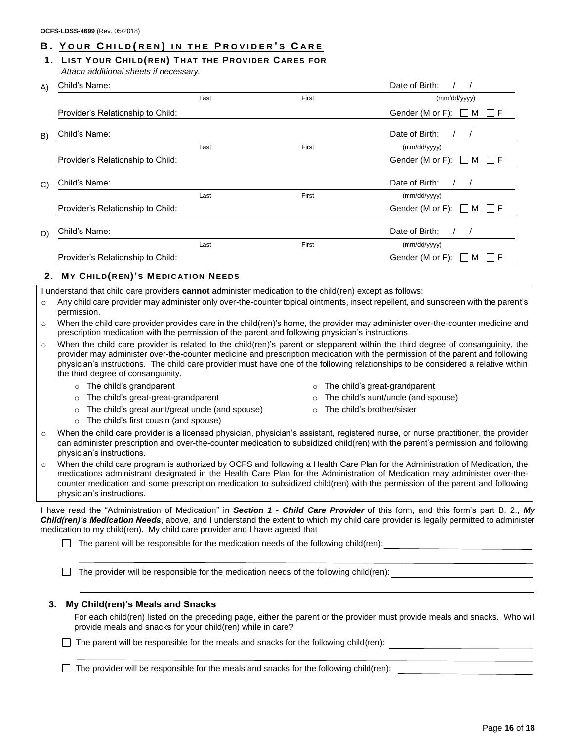OCFS-LDSS-4699 (Rev. 05/2018)

## B. Your Child(ren) in the Provider's Care

### 1. List Your Child(ren) That the Provider Cares For

*Attach additional sheets if necessary.*

A) Child's Name: ______________________ Last ______________________ First Date of Birth: ___/___/______ (mm/dd/yyyy)

Provider's Relationship to Child: ______________________ Gender (M or F): ☐ M ☐ F

B) Child's Name: ______________________ Last ______________________ First Date of Birth: ___/___/______ (mm/dd/yyyy)

Provider's Relationship to Child: ______________________ Gender (M or F): ☐ M ☐ F

C) Child's Name: ______________________ Last ______________________ First Date of Birth: ___/___/______ (mm/dd/yyyy)

Provider's Relationship to Child: ______________________ Gender (M or F): ☐ M ☐ F

D) Child's Name: ______________________ Last ______________________ First Date of Birth: ___/___/______ (mm/dd/yyyy)

Provider's Relationship to Child: ______________________ Gender (M or F): ☐ M ☐ F

### 2. My Child(ren)'s Medication Needs

I understand that child care providers **cannot** administer medication to the child(ren) except as follows:

- Any child care provider may administer only over-the-counter topical ointments, insect repellent, and sunscreen with the parent's permission.
- When the child care provider provides care in the child(ren)'s home, the provider may administer over-the-counter medicine and prescription medication with the permission of the parent and following physician's instructions.
- When the child care provider is related to the child(ren)'s parent or stepparent within the third degree of consanguinity, the provider may administer over-the-counter medicine and prescription medication with the permission of the parent and following physician's instructions. The child care provider must have one of the following relationships to be considered a relative within the third degree of consanguinity.
  - The child's grandparent
  - The child's great-grandparent
  - The child's great-great-grandparent
  - The child's aunt/uncle (and spouse)
  - The child's great aunt/great uncle (and spouse)
  - The child's brother/sister
  - The child's first cousin (and spouse)
- When the child care provider is a licensed physician, physician's assistant, registered nurse, or nurse practitioner, the provider can administer prescription and over-the-counter medication to subsidized child(ren) with the parent's permission and following physician's instructions.
- When the child care program is authorized by OCFS and following a Health Care Plan for the Administration of Medication, the medications administrant designated in the Health Care Plan for the Administration of Medication may administer over-the-counter medication and some prescription medication to subsidized child(ren) with the permission of the parent and following physician's instructions.

I have read the "Administration of Medication" in ***Section 1 - Child Care Provider*** of this form, and this form's part B. 2., ***My Child(ren)'s Medication Needs***, above, and I understand the extent to which my child care provider is legally permitted to administer medication to my child(ren). My child care provider and I have agreed that

☐ The parent will be responsible for the medication needs of the following child(ren): ______________________

☐ The provider will be responsible for the medication needs of the following child(ren): ______________________

### 3. My Child(ren)'s Meals and Snacks

For each child(ren) listed on the preceding page, either the parent or the provider must provide meals and snacks. Who will provide meals and snacks for your child(ren) while in care?

☐ The parent will be responsible for the meals and snacks for the following child(ren): ______________________

☐ The provider will be responsible for the meals and snacks for the following child(ren): ______________________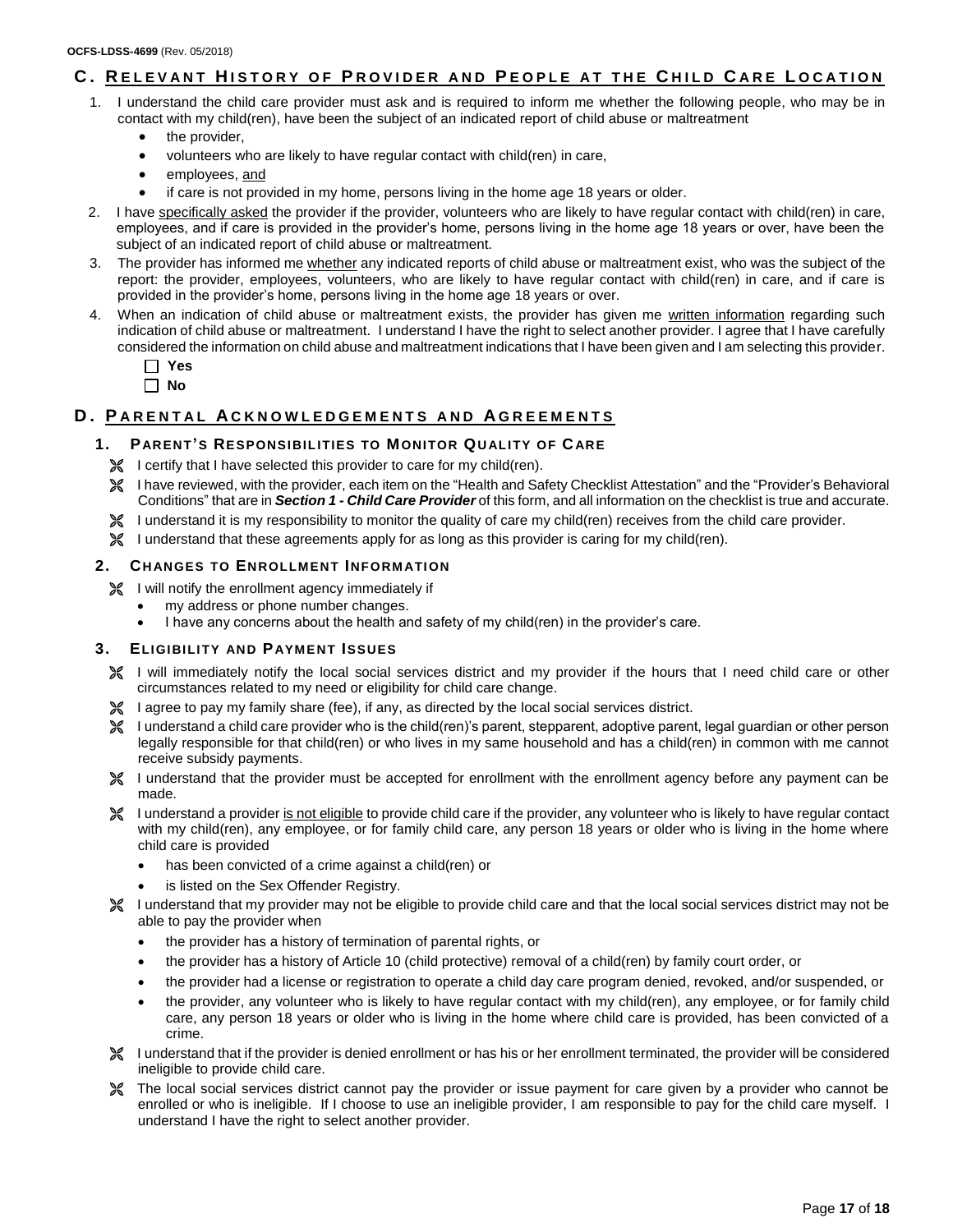## C. Relevant History of Provider and People at the Child Care Location

1. I understand the child care provider must ask and is required to inform me whether the following people, who may be in contact with my child(ren), have been the subject of an indicated report of child abuse or maltreatment
   - the provider,
   - volunteers who are likely to have regular contact with child(ren) in care,
   - employees, and
   - if care is not provided in my home, persons living in the home age 18 years or older.
2. I have specifically asked the provider if the provider, volunteers who are likely to have regular contact with child(ren) in care, employees, and if care is provided in the provider's home, persons living in the home age 18 years or over, have been the subject of an indicated report of child abuse or maltreatment.
3. The provider has informed me whether any indicated reports of child abuse or maltreatment exist, who was the subject of the report: the provider, employees, volunteers, who are likely to have regular contact with child(ren) in care, and if care is provided in the provider's home, persons living in the home age 18 years or over.
4. When an indication of child abuse or maltreatment exists, the provider has given me written information regarding such indication of child abuse or maltreatment. I understand I have the right to select another provider. I agree that I have carefully considered the information on child abuse and maltreatment indications that I have been given and I am selecting this provider.

   ☐ **Yes**
   ☐ **No**

## D. Parental Acknowledgements and Agreements

### 1. Parent's Responsibilities to Monitor Quality of Care

- I certify that I have selected this provider to care for my child(ren).
- I have reviewed, with the provider, each item on the "Health and Safety Checklist Attestation" and the "Provider's Behavioral Conditions" that are in ***Section 1 - Child Care Provider*** of this form, and all information on the checklist is true and accurate.
- I understand it is my responsibility to monitor the quality of care my child(ren) receives from the child care provider.
- I understand that these agreements apply for as long as this provider is caring for my child(ren).

### 2. Changes to Enrollment Information

- I will notify the enrollment agency immediately if
  - my address or phone number changes.
  - I have any concerns about the health and safety of my child(ren) in the provider's care.

### 3. Eligibility and Payment Issues

- I will immediately notify the local social services district and my provider if the hours that I need child care or other circumstances related to my need or eligibility for child care change.
- I agree to pay my family share (fee), if any, as directed by the local social services district.
- I understand a child care provider who is the child(ren)'s parent, stepparent, adoptive parent, legal guardian or other person legally responsible for that child(ren) or who lives in my same household and has a child(ren) in common with me cannot receive subsidy payments.
- I understand that the provider must be accepted for enrollment with the enrollment agency before any payment can be made.
- I understand a provider is not eligible to provide child care if the provider, any volunteer who is likely to have regular contact with my child(ren), any employee, or for family child care, any person 18 years or older who is living in the home where child care is provided
  - has been convicted of a crime against a child(ren) or
  - is listed on the Sex Offender Registry.
- I understand that my provider may not be eligible to provide child care and that the local social services district may not be able to pay the provider when
  - the provider has a history of termination of parental rights, or
  - the provider has a history of Article 10 (child protective) removal of a child(ren) by family court order, or
  - the provider had a license or registration to operate a child day care program denied, revoked, and/or suspended, or
  - the provider, any volunteer who is likely to have regular contact with my child(ren), any employee, or for family child care, any person 18 years or older who is living in the home where child care is provided, has been convicted of a crime.
- I understand that if the provider is denied enrollment or has his or her enrollment terminated, the provider will be considered ineligible to provide child care.
- The local social services district cannot pay the provider or issue payment for care given by a provider who cannot be enrolled or who is ineligible. If I choose to use an ineligible provider, I am responsible to pay for the child care myself. I understand I have the right to select another provider.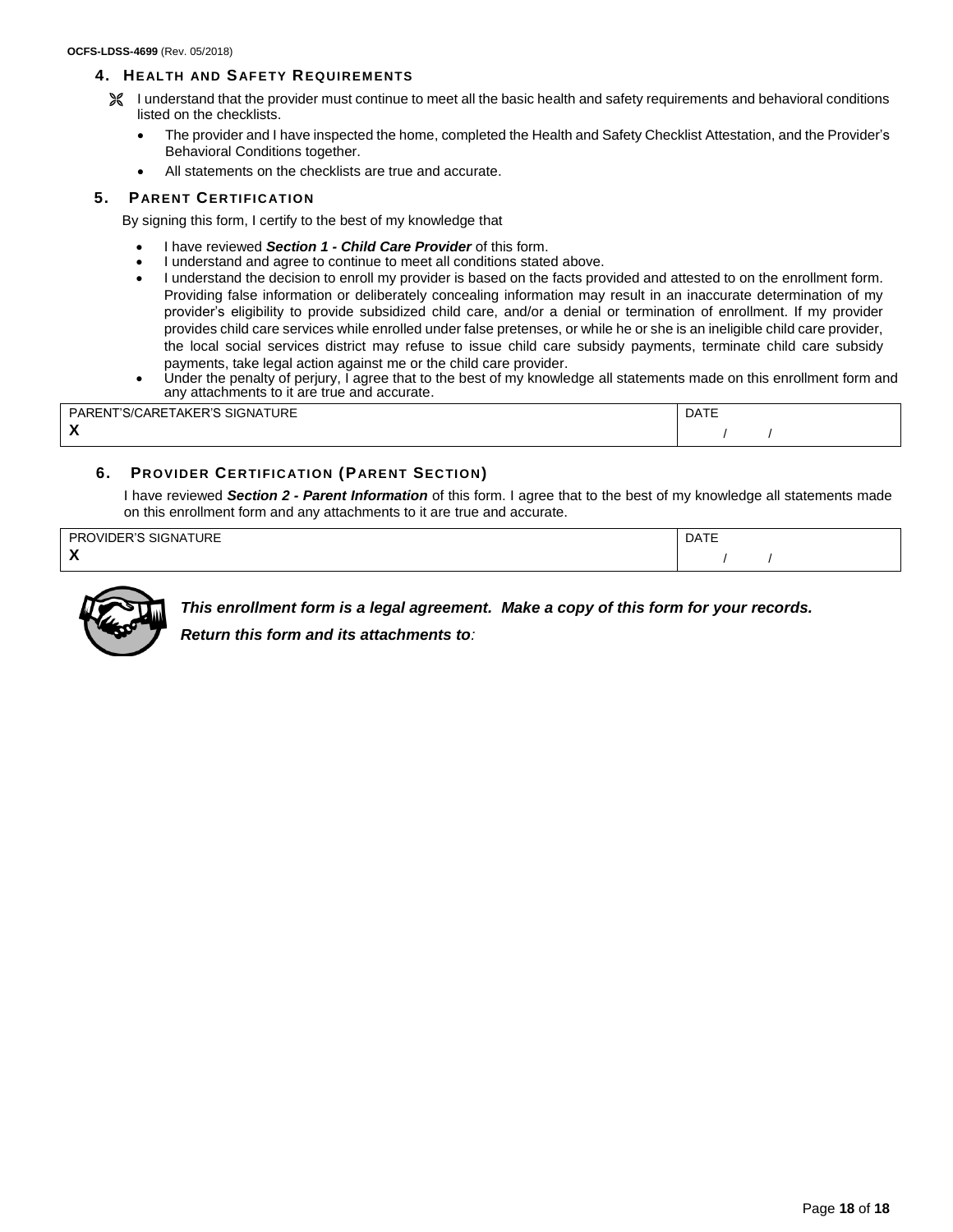## 4. Health and Safety Requirements

- I understand that the provider must continue to meet all the basic health and safety requirements and behavioral conditions listed on the checklists.
  - The provider and I have inspected the home, completed the Health and Safety Checklist Attestation, and the Provider's Behavioral Conditions together.
  - All statements on the checklists are true and accurate.

## 5. Parent Certification

By signing this form, I certify to the best of my knowledge that

- I have reviewed ***Section 1 - Child Care Provider*** of this form.
- I understand and agree to continue to meet all conditions stated above.
- I understand the decision to enroll my provider is based on the facts provided and attested to on the enrollment form. Providing false information or deliberately concealing information may result in an inaccurate determination of my provider's eligibility to provide subsidized child care, and/or a denial or termination of enrollment. If my provider provides child care services while enrolled under false pretenses, or while he or she is an ineligible child care provider, the local social services district may refuse to issue child care subsidy payments, terminate child care subsidy payments, take legal action against me or the child care provider.
- Under the penalty of perjury, I agree that to the best of my knowledge all statements made on this enrollment form and any attachments to it are true and accurate.

| PARENT'S/CARETAKER'S SIGNATURE | DATE |
|---|---|
| **X** | / / |

## 6. Provider Certification (Parent Section)

I have reviewed ***Section 2 - Parent Information*** of this form. I agree that to the best of my knowledge all statements made on this enrollment form and any attachments to it are true and accurate.

| PROVIDER'S SIGNATURE | DATE |
|---|---|
| **X** | / / |

***This enrollment form is a legal agreement. Make a copy of this form for your records.***

***Return this form and its attachments to:***